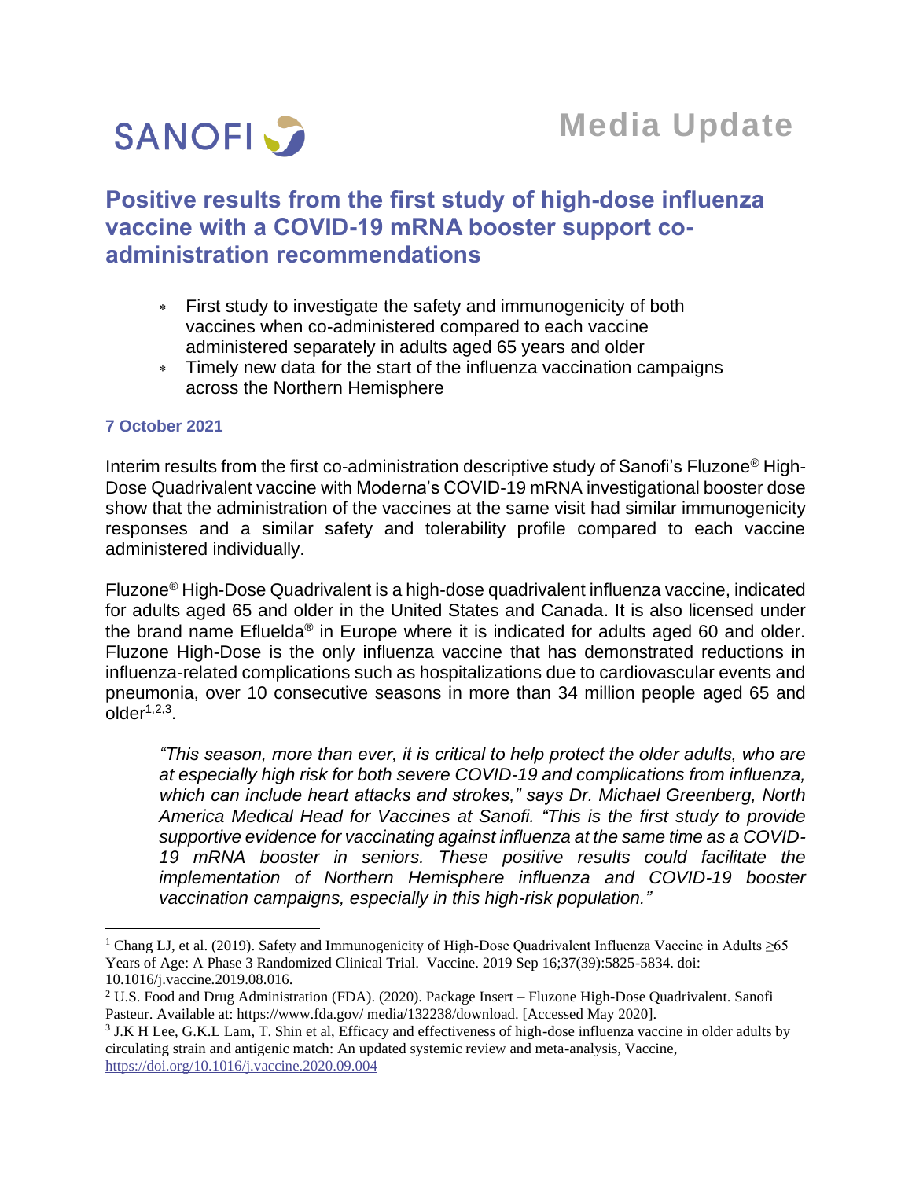SANOFI

**Media Update**

# Positive results from the first study of high-dose influenza vaccine with a COVID-19 mRNA booster support co-administration recommendations

- First study to investigate the safety and immunogenicity of both vaccines when co-administered compared to each vaccine administered separately in adults aged 65 years and older
- Timely new data for the start of the influenza vaccination campaigns across the Northern Hemisphere

**7 October 2021**

Interim results from the first co-administration descriptive study of Sanofi's Fluzone® High-Dose Quadrivalent vaccine with Moderna's COVID-19 mRNA investigational booster dose show that the administration of the vaccines at the same visit had similar immunogenicity responses and a similar safety and tolerability profile compared to each vaccine administered individually.

Fluzone® High-Dose Quadrivalent is a high-dose quadrivalent influenza vaccine, indicated for adults aged 65 and older in the United States and Canada. It is also licensed under the brand name Efluelda® in Europe where it is indicated for adults aged 60 and older. Fluzone High-Dose is the only influenza vaccine that has demonstrated reductions in influenza-related complications such as hospitalizations due to cardiovascular events and pneumonia, over 10 consecutive seasons in more than 34 million people aged 65 and older[1,2,3].

> *"This season, more than ever, it is critical to help protect the older adults, who are at especially high risk for both severe COVID-19 and complications from influenza, which can include heart attacks and strokes," says Dr. Michael Greenberg, North America Medical Head for Vaccines at Sanofi. "This is the first study to provide supportive evidence for vaccinating against influenza at the same time as a COVID-19 mRNA booster in seniors. These positive results could facilitate the implementation of Northern Hemisphere influenza and COVID-19 booster vaccination campaigns, especially in this high-risk population."*

---

[1] Chang LJ, et al. (2019). Safety and Immunogenicity of High-Dose Quadrivalent Influenza Vaccine in Adults ≥65 Years of Age: A Phase 3 Randomized Clinical Trial. Vaccine. 2019 Sep 16;37(39):5825-5834. doi: 10.1016/j.vaccine.2019.08.016.

[2] U.S. Food and Drug Administration (FDA). (2020). Package Insert – Fluzone High-Dose Quadrivalent. Sanofi Pasteur. Available at: https://www.fda.gov/ media/132238/download. [Accessed May 2020].

[3] J.K H Lee, G.K.L Lam, T. Shin et al, Efficacy and effectiveness of high-dose influenza vaccine in older adults by circulating strain and antigenic match: An updated systemic review and meta-analysis, Vaccine, https://doi.org/10.1016/j.vaccine.2020.09.004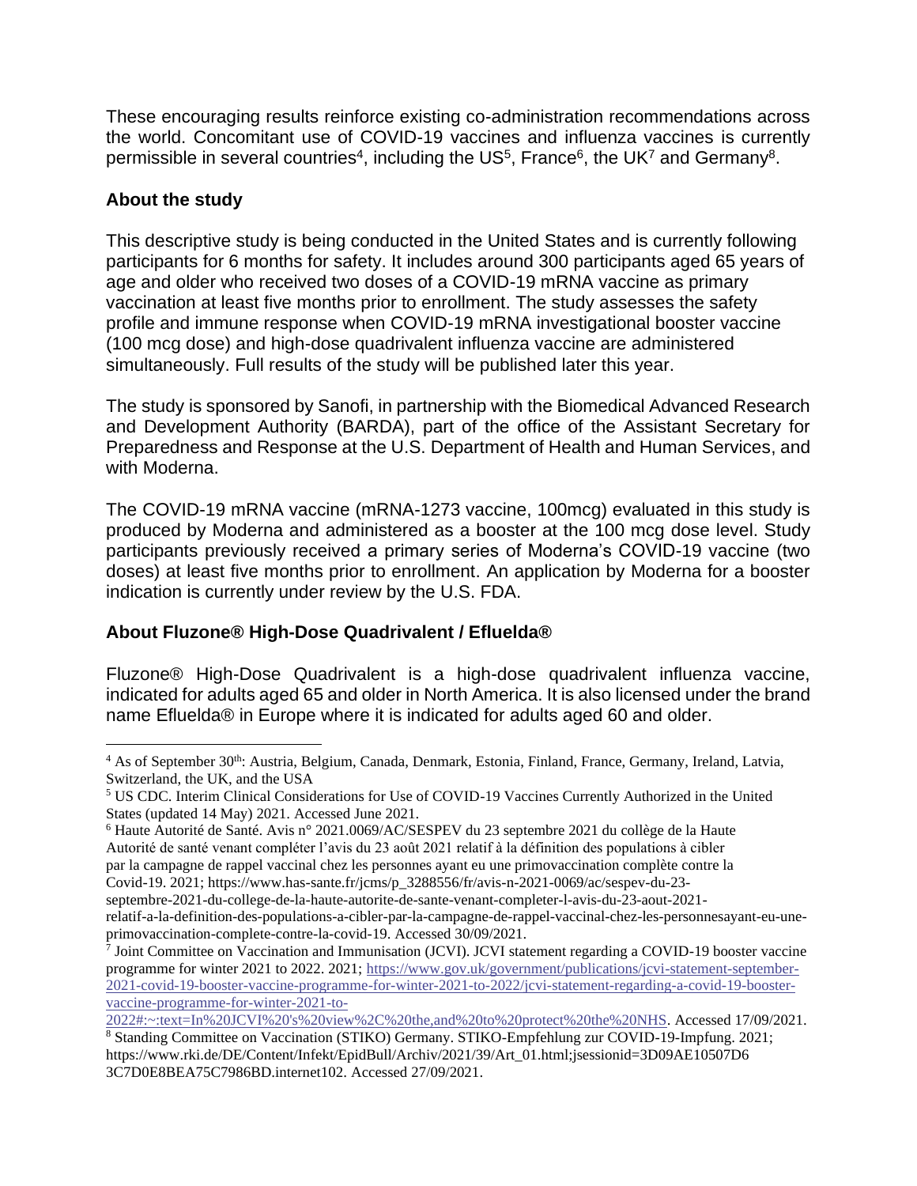These encouraging results reinforce existing co-administration recommendations across the world. Concomitant use of COVID-19 vaccines and influenza vaccines is currently permissible in several countries[4], including the US[5], France[6], the UK[7] and Germany[8].

**About the study**

This descriptive study is being conducted in the United States and is currently following participants for 6 months for safety. It includes around 300 participants aged 65 years of age and older who received two doses of a COVID-19 mRNA vaccine as primary vaccination at least five months prior to enrollment. The study assesses the safety profile and immune response when COVID-19 mRNA investigational booster vaccine (100 mcg dose) and high-dose quadrivalent influenza vaccine are administered simultaneously. Full results of the study will be published later this year.

The study is sponsored by Sanofi, in partnership with the Biomedical Advanced Research and Development Authority (BARDA), part of the office of the Assistant Secretary for Preparedness and Response at the U.S. Department of Health and Human Services, and with Moderna.

The COVID-19 mRNA vaccine (mRNA-1273 vaccine, 100mcg) evaluated in this study is produced by Moderna and administered as a booster at the 100 mcg dose level. Study participants previously received a primary series of Moderna's COVID-19 vaccine (two doses) at least five months prior to enrollment. An application by Moderna for a booster indication is currently under review by the U.S. FDA.

**About Fluzone® High-Dose Quadrivalent / Efluelda®**

Fluzone® High-Dose Quadrivalent is a high-dose quadrivalent influenza vaccine, indicated for adults aged 65 and older in North America. It is also licensed under the brand name Efluelda® in Europe where it is indicated for adults aged 60 and older.

---

[4] As of September 30th: Austria, Belgium, Canada, Denmark, Estonia, Finland, France, Germany, Ireland, Latvia, Switzerland, the UK, and the USA

[5] US CDC. Interim Clinical Considerations for Use of COVID-19 Vaccines Currently Authorized in the United States (updated 14 May) 2021. Accessed June 2021.

[6] Haute Autorité de Santé. Avis n° 2021.0069/AC/SESPEV du 23 septembre 2021 du collège de la Haute Autorité de santé venant compléter l'avis du 23 août 2021 relatif à la définition des populations à cibler par la campagne de rappel vaccinal chez les personnes ayant eu une primovaccination complète contre la Covid-19. 2021; https://www.has-sante.fr/jcms/p_3288556/fr/avis-n-2021-0069/ac/sespev-du-23-septembre-2021-du-college-de-la-haute-autorite-de-sante-venant-completer-l-avis-du-23-aout-2021-relatif-a-la-definition-des-populations-a-cibler-par-la-campagne-de-rappel-vaccinal-chez-les-personnesayant-eu-une-primovaccination-complete-contre-la-covid-19. Accessed 30/09/2021.

[7] Joint Committee on Vaccination and Immunisation (JCVI). JCVI statement regarding a COVID-19 booster vaccine programme for winter 2021 to 2022. 2021; https://www.gov.uk/government/publications/jcvi-statement-september-2021-covid-19-booster-vaccine-programme-for-winter-2021-to-2022/jcvi-statement-regarding-a-covid-19-booster-vaccine-programme-for-winter-2021-to-2022#:~:text=In%20JCVI%20's%20view%2C%20the,and%20to%20protect%20the%20NHS. Accessed 17/09/2021.

[8] Standing Committee on Vaccination (STIKO) Germany. STIKO-Empfehlung zur COVID-19-Impfung. 2021; https://www.rki.de/DE/Content/Infekt/EpidBull/Archiv/2021/39/Art_01.html;jsessionid=3D09AE10507D6 3C7D0E8BEA75C7986BD.internet102. Accessed 27/09/2021.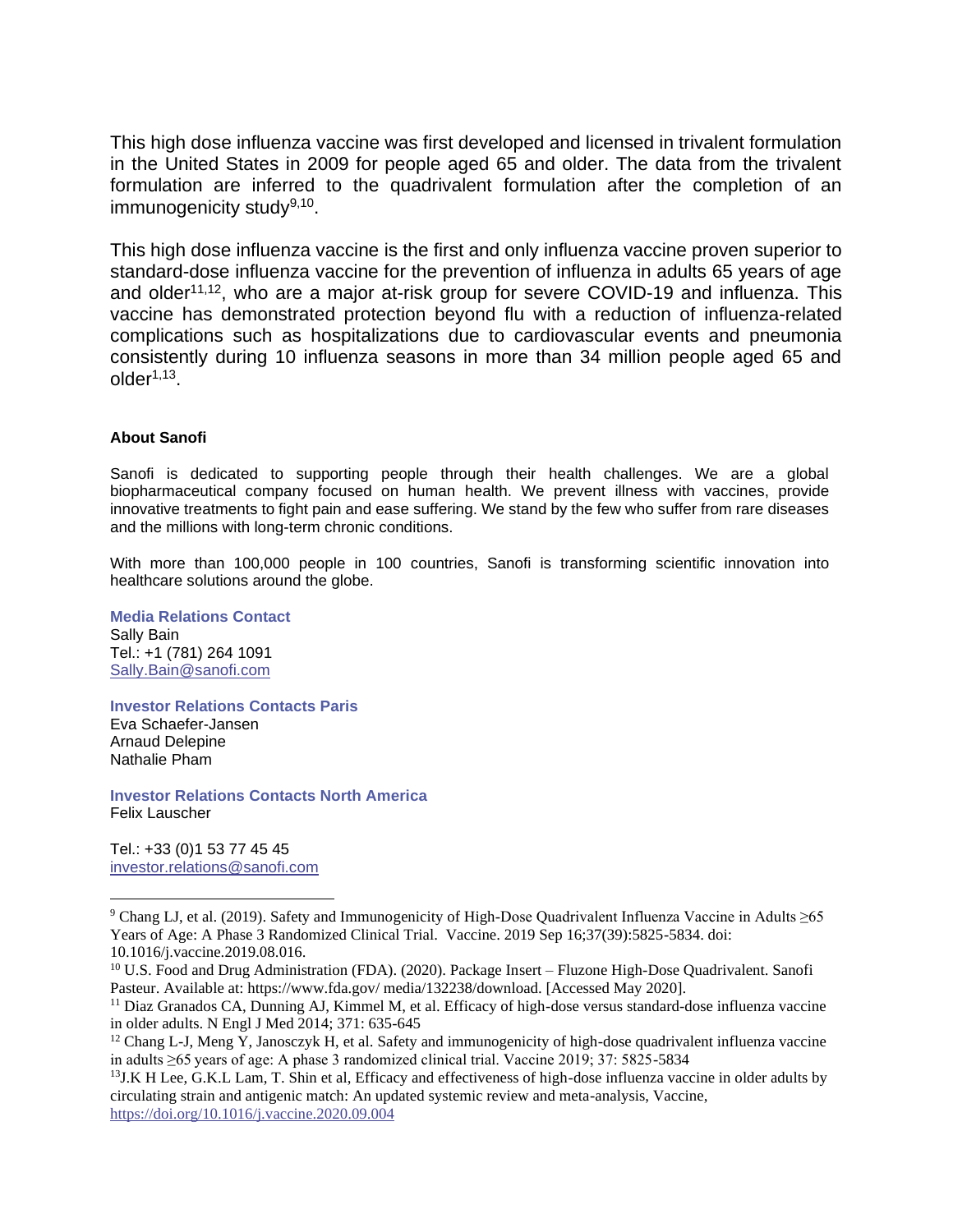This high dose influenza vaccine was first developed and licensed in trivalent formulation in the United States in 2009 for people aged 65 and older. The data from the trivalent formulation are inferred to the quadrivalent formulation after the completion of an immunogenicity study[9,10].

This high dose influenza vaccine is the first and only influenza vaccine proven superior to standard-dose influenza vaccine for the prevention of influenza in adults 65 years of age and older[11,12], who are a major at-risk group for severe COVID-19 and influenza. This vaccine has demonstrated protection beyond flu with a reduction of influenza-related complications such as hospitalizations due to cardiovascular events and pneumonia consistently during 10 influenza seasons in more than 34 million people aged 65 and older[1,13].

**About Sanofi**

Sanofi is dedicated to supporting people through their health challenges. We are a global biopharmaceutical company focused on human health. We prevent illness with vaccines, provide innovative treatments to fight pain and ease suffering. We stand by the few who suffer from rare diseases and the millions with long-term chronic conditions.

With more than 100,000 people in 100 countries, Sanofi is transforming scientific innovation into healthcare solutions around the globe.

**Media Relations Contact**
Sally Bain
Tel.: +1 (781) 264 1091
Sally.Bain@sanofi.com

**Investor Relations Contacts Paris**
Eva Schaefer-Jansen
Arnaud Delepine
Nathalie Pham

**Investor Relations Contacts North America**
Felix Lauscher

Tel.: +33 (0)1 53 77 45 45
investor.relations@sanofi.com

---

[9] Chang LJ, et al. (2019). Safety and Immunogenicity of High-Dose Quadrivalent Influenza Vaccine in Adults ≥65 Years of Age: A Phase 3 Randomized Clinical Trial. Vaccine. 2019 Sep 16;37(39):5825-5834. doi: 10.1016/j.vaccine.2019.08.016.

[10] U.S. Food and Drug Administration (FDA). (2020). Package Insert – Fluzone High-Dose Quadrivalent. Sanofi Pasteur. Available at: https://www.fda.gov/ media/132238/download. [Accessed May 2020].

[11] Diaz Granados CA, Dunning AJ, Kimmel M, et al. Efficacy of high-dose versus standard-dose influenza vaccine in older adults. N Engl J Med 2014; 371: 635-645

[12] Chang L-J, Meng Y, Janosczyk H, et al. Safety and immunogenicity of high-dose quadrivalent influenza vaccine in adults ≥65 years of age: A phase 3 randomized clinical trial. Vaccine 2019; 37: 5825-5834

[13] J.K H Lee, G.K.L Lam, T. Shin et al, Efficacy and effectiveness of high-dose influenza vaccine in older adults by circulating strain and antigenic match: An updated systemic review and meta-analysis, Vaccine, https://doi.org/10.1016/j.vaccine.2020.09.004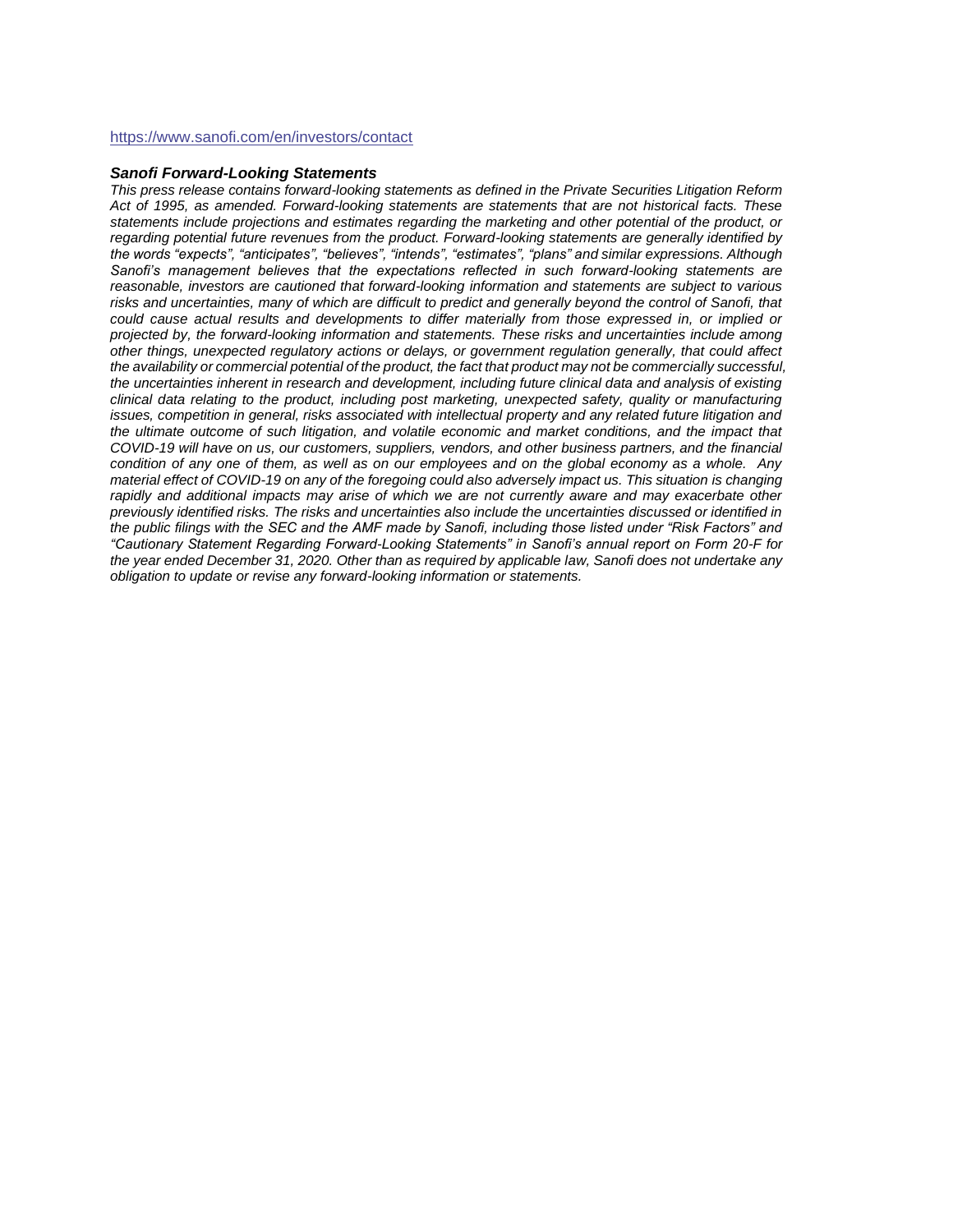https://www.sanofi.com/en/investors/contact

***Sanofi Forward-Looking Statements***

*This press release contains forward-looking statements as defined in the Private Securities Litigation Reform Act of 1995, as amended. Forward-looking statements are statements that are not historical facts. These statements include projections and estimates regarding the marketing and other potential of the product, or regarding potential future revenues from the product. Forward-looking statements are generally identified by the words "expects", "anticipates", "believes", "intends", "estimates", "plans" and similar expressions. Although Sanofi's management believes that the expectations reflected in such forward-looking statements are reasonable, investors are cautioned that forward-looking information and statements are subject to various risks and uncertainties, many of which are difficult to predict and generally beyond the control of Sanofi, that could cause actual results and developments to differ materially from those expressed in, or implied or projected by, the forward-looking information and statements. These risks and uncertainties include among other things, unexpected regulatory actions or delays, or government regulation generally, that could affect the availability or commercial potential of the product, the fact that product may not be commercially successful, the uncertainties inherent in research and development, including future clinical data and analysis of existing clinical data relating to the product, including post marketing, unexpected safety, quality or manufacturing issues, competition in general, risks associated with intellectual property and any related future litigation and the ultimate outcome of such litigation, and volatile economic and market conditions, and the impact that COVID-19 will have on us, our customers, suppliers, vendors, and other business partners, and the financial condition of any one of them, as well as on our employees and on the global economy as a whole. Any material effect of COVID-19 on any of the foregoing could also adversely impact us. This situation is changing rapidly and additional impacts may arise of which we are not currently aware and may exacerbate other previously identified risks. The risks and uncertainties also include the uncertainties discussed or identified in the public filings with the SEC and the AMF made by Sanofi, including those listed under "Risk Factors" and "Cautionary Statement Regarding Forward-Looking Statements" in Sanofi's annual report on Form 20-F for the year ended December 31, 2020. Other than as required by applicable law, Sanofi does not undertake any obligation to update or revise any forward-looking information or statements.*